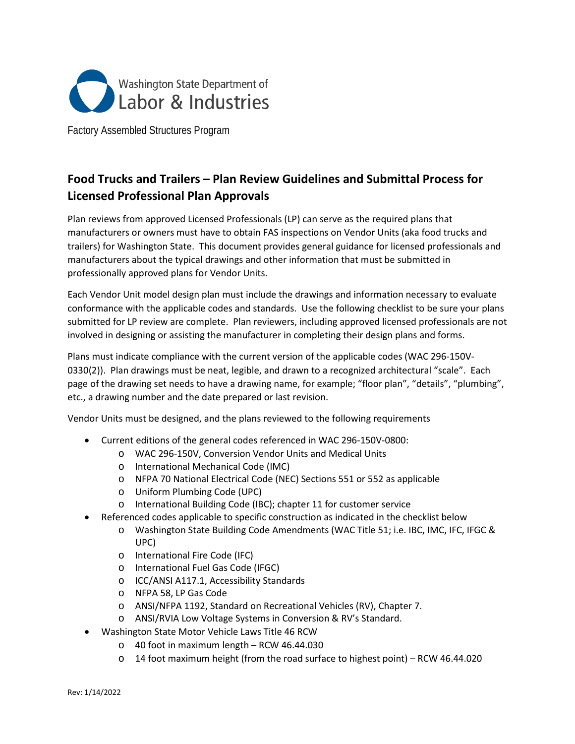Washington State Department of Labor & Industries

Factory Assembled Structures Program

## Food Trucks and Trailers – Plan Review Guidelines and Submittal Process for Licensed Professional Plan Approvals

Plan reviews from approved Licensed Professionals (LP) can serve as the required plans that manufacturers or owners must have to obtain FAS inspections on Vendor Units (aka food trucks and trailers) for Washington State. This document provides general guidance for licensed professionals and manufacturers about the typical drawings and other information that must be submitted in professionally approved plans for Vendor Units.

Each Vendor Unit model design plan must include the drawings and information necessary to evaluate conformance with the applicable codes and standards. Use the following checklist to be sure your plans submitted for LP review are complete. Plan reviewers, including approved licensed professionals are not involved in designing or assisting the manufacturer in completing their design plans and forms.

Plans must indicate compliance with the current version of the applicable codes (WAC 296-150V-0330(2)). Plan drawings must be neat, legible, and drawn to a recognized architectural "scale". Each page of the drawing set needs to have a drawing name, for example; "floor plan", "details", "plumbing", etc., a drawing number and the date prepared or last revision.

Vendor Units must be designed, and the plans reviewed to the following requirements

- Current editions of the general codes referenced in WAC 296-150V-0800:
  - WAC 296-150V, Conversion Vendor Units and Medical Units
  - International Mechanical Code (IMC)
  - NFPA 70 National Electrical Code (NEC) Sections 551 or 552 as applicable
  - Uniform Plumbing Code (UPC)
  - International Building Code (IBC); chapter 11 for customer service
- Referenced codes applicable to specific construction as indicated in the checklist below
  - Washington State Building Code Amendments (WAC Title 51; i.e. IBC, IMC, IFC, IFGC & UPC)
  - International Fire Code (IFC)
  - International Fuel Gas Code (IFGC)
  - ICC/ANSI A117.1, Accessibility Standards
  - NFPA 58, LP Gas Code
  - ANSI/NFPA 1192, Standard on Recreational Vehicles (RV), Chapter 7.
  - ANSI/RVIA Low Voltage Systems in Conversion & RV's Standard.
- Washington State Motor Vehicle Laws Title 46 RCW
  - 40 foot in maximum length – RCW 46.44.030
  - 14 foot maximum height (from the road surface to highest point) – RCW 46.44.020

Rev: 1/14/2022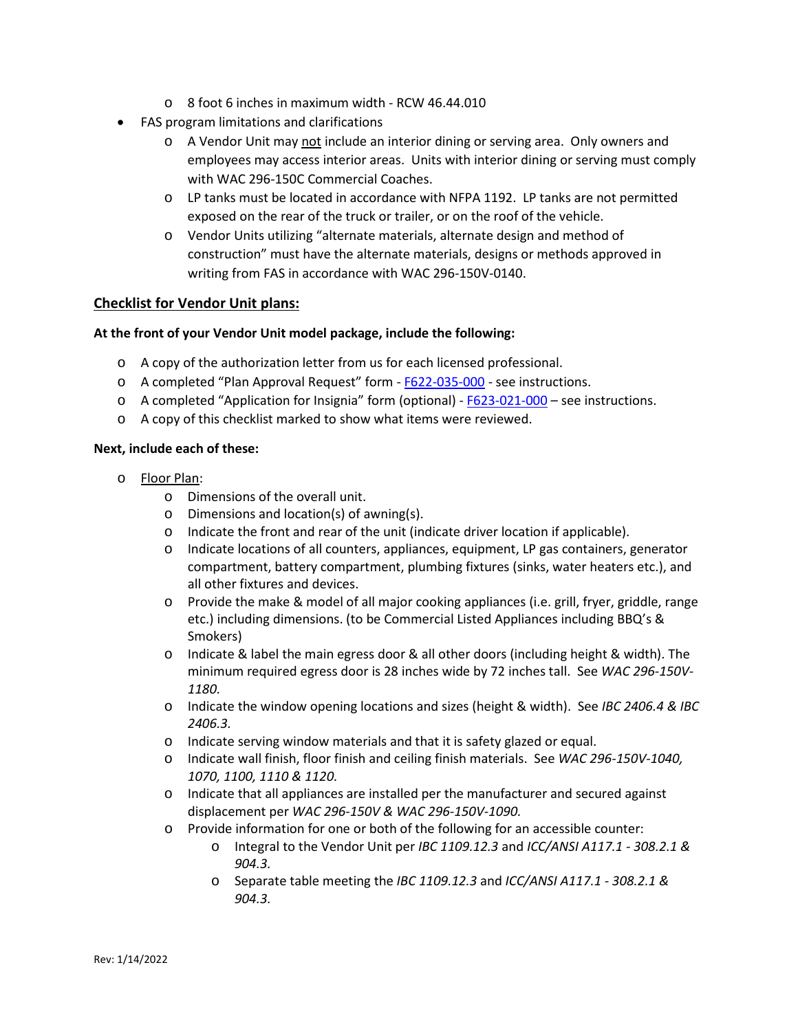- 8 foot 6 inches in maximum width - RCW 46.44.010
- FAS program limitations and clarifications
  - A Vendor Unit may not include an interior dining or serving area. Only owners and employees may access interior areas. Units with interior dining or serving must comply with WAC 296-150C Commercial Coaches.
  - LP tanks must be located in accordance with NFPA 1192. LP tanks are not permitted exposed on the rear of the truck or trailer, or on the roof of the vehicle.
  - Vendor Units utilizing "alternate materials, alternate design and method of construction" must have the alternate materials, designs or methods approved in writing from FAS in accordance with WAC 296-150V-0140.

## Checklist for Vendor Unit plans:

**At the front of your Vendor Unit model package, include the following:**

- A copy of the authorization letter from us for each licensed professional.
- A completed "Plan Approval Request" form - F622-035-000 - see instructions.
- A completed "Application for Insignia" form (optional) - F623-021-000 – see instructions.
- A copy of this checklist marked to show what items were reviewed.

**Next, include each of these:**

- Floor Plan:
  - Dimensions of the overall unit.
  - Dimensions and location(s) of awning(s).
  - Indicate the front and rear of the unit (indicate driver location if applicable).
  - Indicate locations of all counters, appliances, equipment, LP gas containers, generator compartment, battery compartment, plumbing fixtures (sinks, water heaters etc.), and all other fixtures and devices.
  - Provide the make & model of all major cooking appliances (i.e. grill, fryer, griddle, range etc.) including dimensions. (to be Commercial Listed Appliances including BBQ's & Smokers)
  - Indicate & label the main egress door & all other doors (including height & width). The minimum required egress door is 28 inches wide by 72 inches tall. See *WAC 296-150V-1180.*
  - Indicate the window opening locations and sizes (height & width). See *IBC 2406.4 & IBC 2406.3.*
  - Indicate serving window materials and that it is safety glazed or equal.
  - Indicate wall finish, floor finish and ceiling finish materials. See *WAC 296-150V-1040, 1070, 1100, 1110 & 1120.*
  - Indicate that all appliances are installed per the manufacturer and secured against displacement per *WAC 296-150V & WAC 296-150V-1090.*
  - Provide information for one or both of the following for an accessible counter:
    - Integral to the Vendor Unit per *IBC 1109.12.3* and *ICC/ANSI A117.1 - 308.2.1 & 904.3.*
    - Separate table meeting the *IBC 1109.12.3* and *ICC/ANSI A117.1 - 308.2.1 & 904.3.*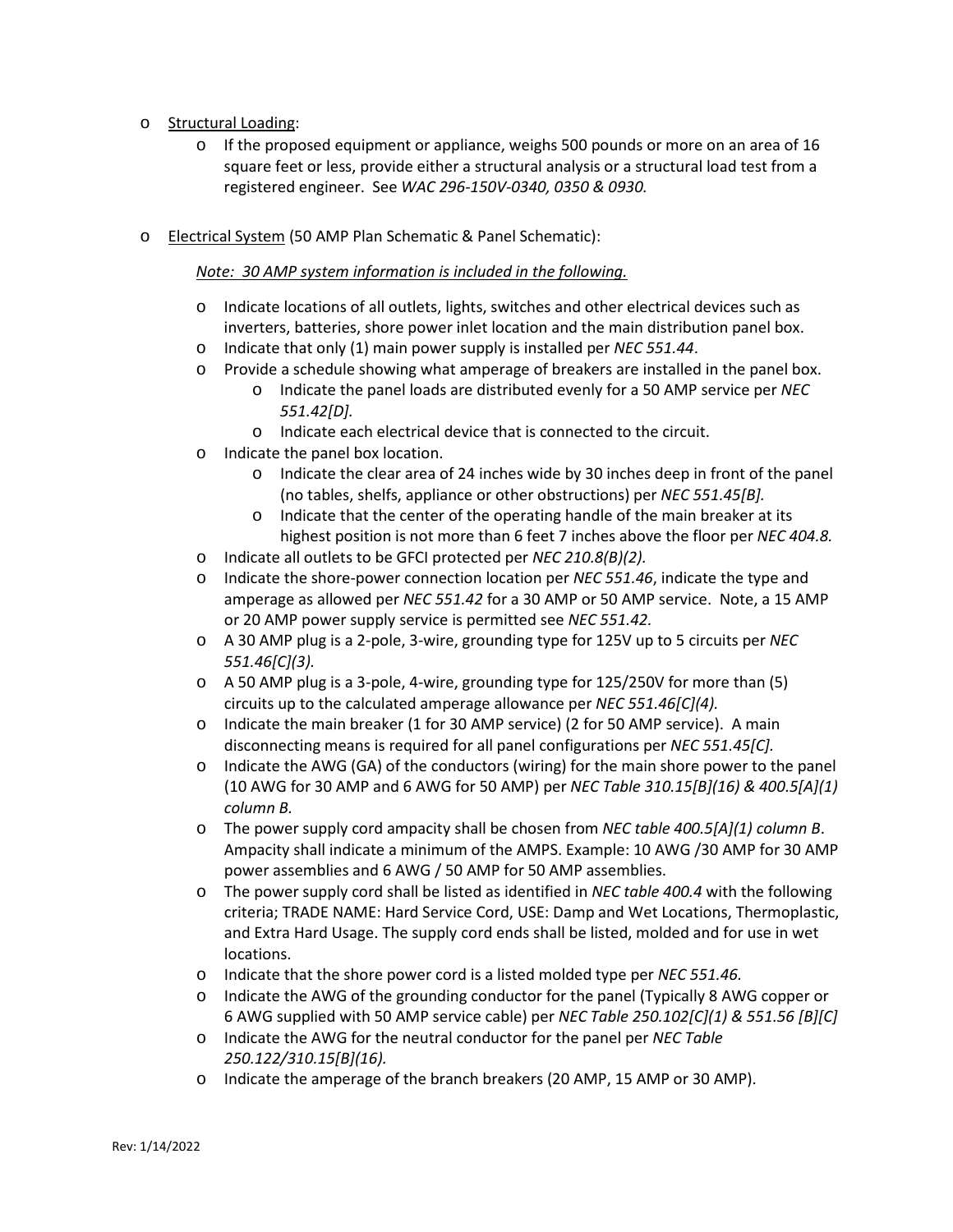- <u>Structural Loading</u>:
  - If the proposed equipment or appliance, weighs 500 pounds or more on an area of 16 square feet or less, provide either a structural analysis or a structural load test from a registered engineer. See *WAC 296-150V-0340, 0350 & 0930.*

- <u>Electrical System</u> (50 AMP Plan Schematic & Panel Schematic):

  *<u>Note: 30 AMP system information is included in the following.</u>*

  - Indicate locations of all outlets, lights, switches and other electrical devices such as inverters, batteries, shore power inlet location and the main distribution panel box.
  - Indicate that only (1) main power supply is installed per *NEC 551.44*.
  - Provide a schedule showing what amperage of breakers are installed in the panel box.
    - Indicate the panel loads are distributed evenly for a 50 AMP service per *NEC 551.42[D].*
    - Indicate each electrical device that is connected to the circuit.
  - Indicate the panel box location.
    - Indicate the clear area of 24 inches wide by 30 inches deep in front of the panel (no tables, shelfs, appliance or other obstructions) per *NEC 551.45[B].*
    - Indicate that the center of the operating handle of the main breaker at its highest position is not more than 6 feet 7 inches above the floor per *NEC 404.8.*
  - Indicate all outlets to be GFCI protected per *NEC 210.8(B)(2).*
  - Indicate the shore-power connection location per *NEC 551.46*, indicate the type and amperage as allowed per *NEC 551.42* for a 30 AMP or 50 AMP service. Note, a 15 AMP or 20 AMP power supply service is permitted see *NEC 551.42.*
  - A 30 AMP plug is a 2-pole, 3-wire, grounding type for 125V up to 5 circuits per *NEC 551.46[C](3).*
  - A 50 AMP plug is a 3-pole, 4-wire, grounding type for 125/250V for more than (5) circuits up to the calculated amperage allowance per *NEC 551.46[C](4).*
  - Indicate the main breaker (1 for 30 AMP service) (2 for 50 AMP service). A main disconnecting means is required for all panel configurations per *NEC 551.45[C].*
  - Indicate the AWG (GA) of the conductors (wiring) for the main shore power to the panel (10 AWG for 30 AMP and 6 AWG for 50 AMP) per *NEC Table 310.15[B](16) & 400.5[A](1) column B*.
  - The power supply cord ampacity shall be chosen from *NEC table 400.5[A](1) column B*. Ampacity shall indicate a minimum of the AMPS. Example: 10 AWG /30 AMP for 30 AMP power assemblies and 6 AWG / 50 AMP for 50 AMP assemblies.
  - The power supply cord shall be listed as identified in *NEC table 400.4* with the following criteria; TRADE NAME: Hard Service Cord, USE: Damp and Wet Locations, Thermoplastic, and Extra Hard Usage. The supply cord ends shall be listed, molded and for use in wet locations.
  - Indicate that the shore power cord is a listed molded type per *NEC 551.46.*
  - Indicate the AWG of the grounding conductor for the panel (Typically 8 AWG copper or 6 AWG supplied with 50 AMP service cable) per *NEC Table 250.102[C](1) & 551.56 [B][C]*
  - Indicate the AWG for the neutral conductor for the panel per *NEC Table 250.122/310.15[B](16).*
  - Indicate the amperage of the branch breakers (20 AMP, 15 AMP or 30 AMP).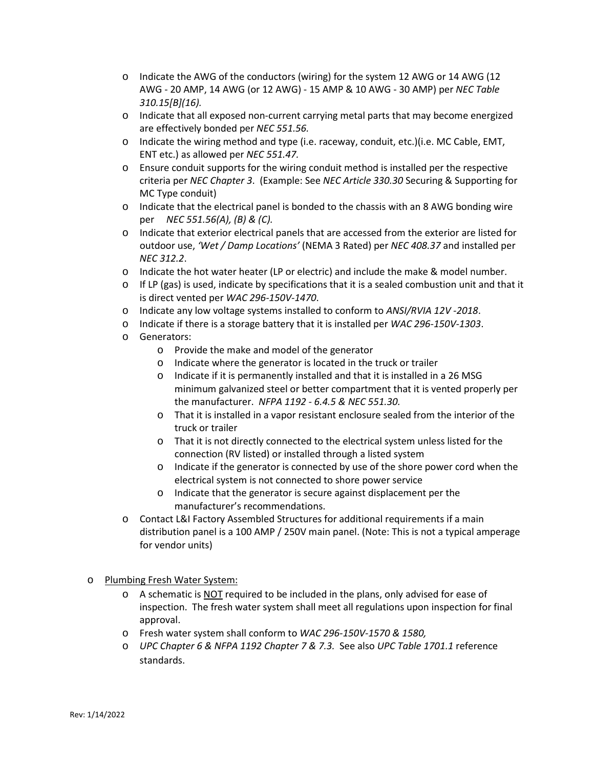- Indicate the AWG of the conductors (wiring) for the system 12 AWG or 14 AWG (12 AWG - 20 AMP, 14 AWG (or 12 AWG) - 15 AMP & 10 AWG - 30 AMP) per *NEC Table 310.15[B](16).*
- Indicate that all exposed non-current carrying metal parts that may become energized are effectively bonded per *NEC 551.56.*
- Indicate the wiring method and type (i.e. raceway, conduit, etc.)(i.e. MC Cable, EMT, ENT etc.) as allowed per *NEC 551.47.*
- Ensure conduit supports for the wiring conduit method is installed per the respective criteria per *NEC Chapter 3*. (Example: See *NEC Article 330.30* Securing & Supporting for MC Type conduit)
- Indicate that the electrical panel is bonded to the chassis with an 8 AWG bonding wire per *NEC 551.56(A), (B) & (C).*
- Indicate that exterior electrical panels that are accessed from the exterior are listed for outdoor use, *'Wet / Damp Locations'* (NEMA 3 Rated) per *NEC 408.37* and installed per *NEC 312.2*.
- Indicate the hot water heater (LP or electric) and include the make & model number.
- If LP (gas) is used, indicate by specifications that it is a sealed combustion unit and that it is direct vented per *WAC 296-150V-1470*.
- Indicate any low voltage systems installed to conform to *ANSI/RVIA 12V -2018*.
- Indicate if there is a storage battery that it is installed per *WAC 296-150V-1303*.
- Generators:
  - Provide the make and model of the generator
  - Indicate where the generator is located in the truck or trailer
  - Indicate if it is permanently installed and that it is installed in a 26 MSG minimum galvanized steel or better compartment that it is vented properly per the manufacturer. *NFPA 1192 - 6.4.5 & NEC 551.30.*
  - That it is installed in a vapor resistant enclosure sealed from the interior of the truck or trailer
  - That it is not directly connected to the electrical system unless listed for the connection (RV listed) or installed through a listed system
  - Indicate if the generator is connected by use of the shore power cord when the electrical system is not connected to shore power service
  - Indicate that the generator is secure against displacement per the manufacturer's recommendations.
- Contact L&I Factory Assembled Structures for additional requirements if a main distribution panel is a 100 AMP / 250V main panel. (Note: This is not a typical amperage for vendor units)

- <u>Plumbing Fresh Water System:</u>
  - A schematic is <u>NOT</u> required to be included in the plans, only advised for ease of inspection. The fresh water system shall meet all regulations upon inspection for final approval.
  - Fresh water system shall conform to *WAC 296-150V-1570 & 1580,*
  - *UPC Chapter 6 & NFPA 1192 Chapter 7 & 7.3.* See also *UPC Table 1701.1* reference standards.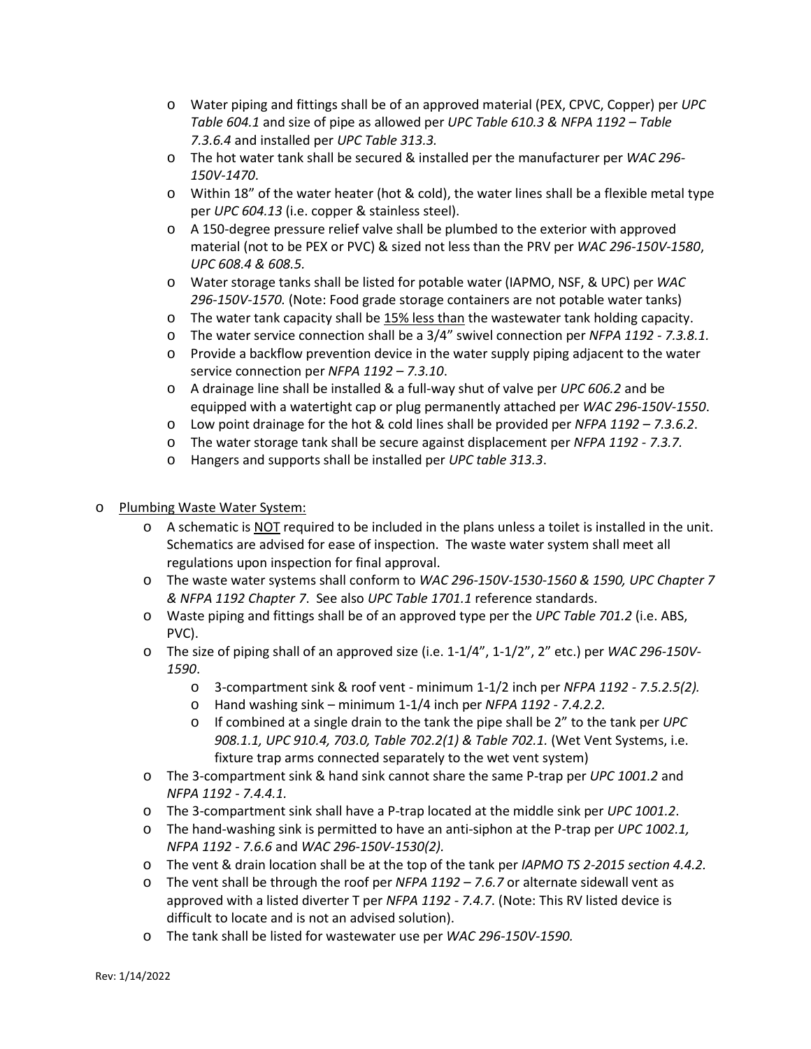- Water piping and fittings shall be of an approved material (PEX, CPVC, Copper) per *UPC Table 604.1* and size of pipe as allowed per *UPC Table 610.3 & NFPA 1192 – Table 7.3.6.4* and installed per *UPC Table 313.3.*
- The hot water tank shall be secured & installed per the manufacturer per *WAC 296-150V-1470*.
- Within 18" of the water heater (hot & cold), the water lines shall be a flexible metal type per *UPC 604.13* (i.e. copper & stainless steel).
- A 150-degree pressure relief valve shall be plumbed to the exterior with approved material (not to be PEX or PVC) & sized not less than the PRV per *WAC 296-150V-1580*, *UPC 608.4 & 608.5.*
- Water storage tanks shall be listed for potable water (IAPMO, NSF, & UPC) per *WAC 296-150V-1570.* (Note: Food grade storage containers are not potable water tanks)
- The water tank capacity shall be <u>15% less than</u> the wastewater tank holding capacity.
- The water service connection shall be a 3/4" swivel connection per *NFPA 1192 - 7.3.8.1.*
- Provide a backflow prevention device in the water supply piping adjacent to the water service connection per *NFPA 1192 – 7.3.10*.
- A drainage line shall be installed & a full-way shut of valve per *UPC 606.2* and be equipped with a watertight cap or plug permanently attached per *WAC 296-150V-1550*.
- Low point drainage for the hot & cold lines shall be provided per *NFPA 1192 – 7.3.6.2*.
- The water storage tank shall be secure against displacement per *NFPA 1192 - 7.3.7.*
- Hangers and supports shall be installed per *UPC table 313.3*.

- <u>Plumbing Waste Water System:</u>
  - A schematic is <u>NOT</u> required to be included in the plans unless a toilet is installed in the unit. Schematics are advised for ease of inspection. The waste water system shall meet all regulations upon inspection for final approval.
  - The waste water systems shall conform to *WAC 296-150V-1530-1560 & 1590, UPC Chapter 7 & NFPA 1192 Chapter 7*. See also *UPC Table 1701.1* reference standards.
  - Waste piping and fittings shall be of an approved type per the *UPC Table 701.2* (i.e. ABS, PVC).
  - The size of piping shall of an approved size (i.e. 1-1/4", 1-1/2", 2" etc.) per *WAC 296-150V-1590*.
    - 3-compartment sink & roof vent - minimum 1-1/2 inch per *NFPA 1192 - 7.5.2.5(2).*
    - Hand washing sink – minimum 1-1/4 inch per *NFPA 1192 - 7.4.2.2.*
    - If combined at a single drain to the tank the pipe shall be 2" to the tank per *UPC 908.1.1, UPC 910.4, 703.0, Table 702.2(1) & Table 702.1.* (Wet Vent Systems, i.e. fixture trap arms connected separately to the wet vent system)
  - The 3-compartment sink & hand sink cannot share the same P-trap per *UPC 1001.2* and *NFPA 1192 - 7.4.4.1.*
  - The 3-compartment sink shall have a P-trap located at the middle sink per *UPC 1001.2*.
  - The hand-washing sink is permitted to have an anti-siphon at the P-trap per *UPC 1002.1, NFPA 1192 - 7.6.6* and *WAC 296-150V-1530(2).*
  - The vent & drain location shall be at the top of the tank per *IAPMO TS 2-2015 section 4.4.2.*
  - The vent shall be through the roof per *NFPA 1192 – 7.6.7* or alternate sidewall vent as approved with a listed diverter T per *NFPA 1192 - 7.4.7*. (Note: This RV listed device is difficult to locate and is not an advised solution).
  - The tank shall be listed for wastewater use per *WAC 296-150V-1590.*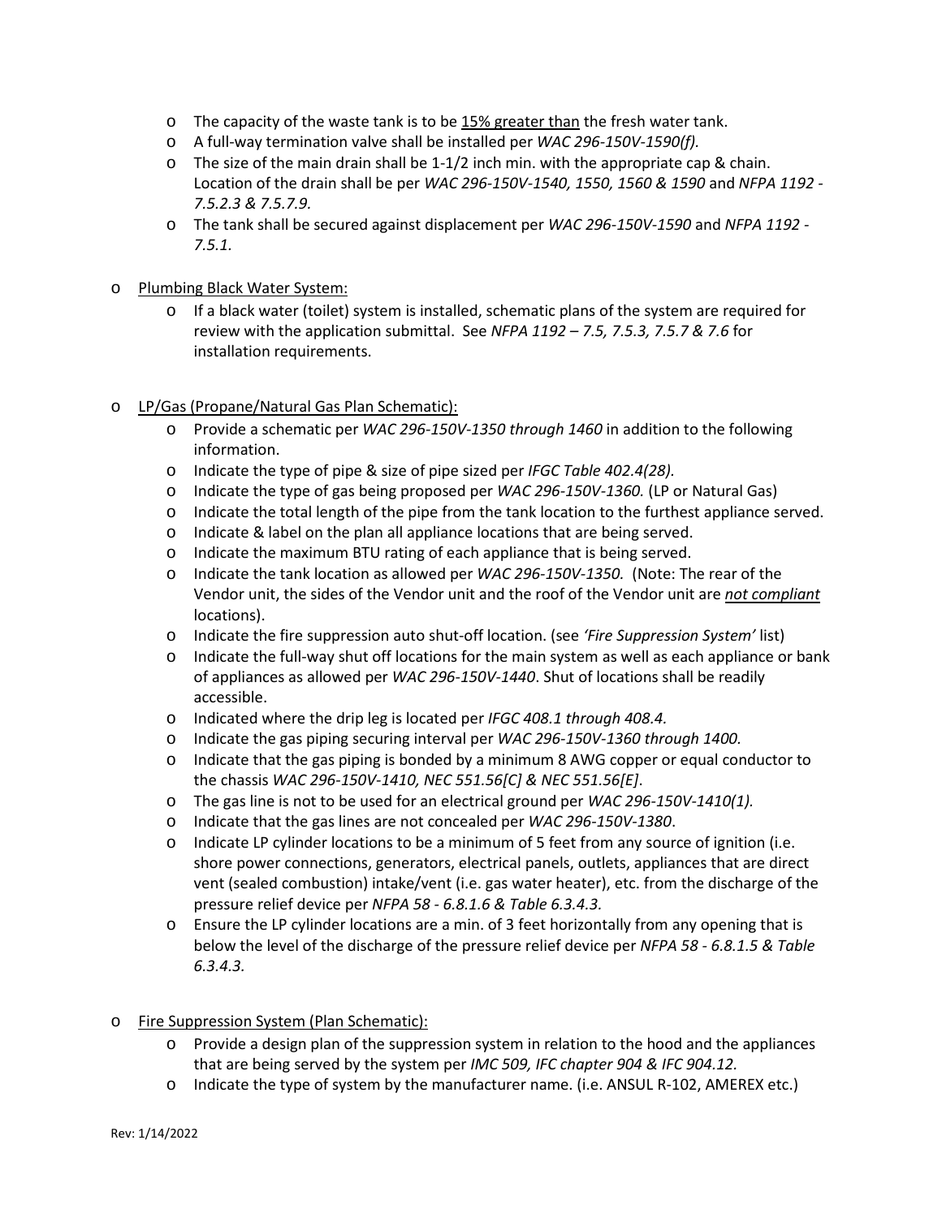- The capacity of the waste tank is to be <u>15% greater than</u> the fresh water tank.
- A full-way termination valve shall be installed per *WAC 296-150V-1590(f).*
- The size of the main drain shall be 1-1/2 inch min. with the appropriate cap & chain. Location of the drain shall be per *WAC 296-150V-1540, 1550, 1560 & 1590* and *NFPA 1192 - 7.5.2.3 & 7.5.7.9.*
- The tank shall be secured against displacement per *WAC 296-150V-1590* and *NFPA 1192 - 7.5.1.*

- <u>Plumbing Black Water System:</u>
  - If a black water (toilet) system is installed, schematic plans of the system are required for review with the application submittal. See *NFPA 1192 – 7.5, 7.5.3, 7.5.7 & 7.6* for installation requirements.

- <u>LP/Gas (Propane/Natural Gas Plan Schematic):</u>
  - Provide a schematic per *WAC 296-150V-1350 through 1460* in addition to the following information.
  - Indicate the type of pipe & size of pipe sized per *IFGC Table 402.4(28).*
  - Indicate the type of gas being proposed per *WAC 296-150V-1360.* (LP or Natural Gas)
  - Indicate the total length of the pipe from the tank location to the furthest appliance served.
  - Indicate & label on the plan all appliance locations that are being served.
  - Indicate the maximum BTU rating of each appliance that is being served.
  - Indicate the tank location as allowed per *WAC 296-150V-1350.* (Note: The rear of the Vendor unit, the sides of the Vendor unit and the roof of the Vendor unit are ***<u>not compliant</u>*** locations).
  - Indicate the fire suppression auto shut-off location. (see *'Fire Suppression System'* list)
  - Indicate the full-way shut off locations for the main system as well as each appliance or bank of appliances as allowed per *WAC 296-150V-1440*. Shut of locations shall be readily accessible.
  - Indicated where the drip leg is located per *IFGC 408.1 through 408.4.*
  - Indicate the gas piping securing interval per *WAC 296-150V-1360 through 1400.*
  - Indicate that the gas piping is bonded by a minimum 8 AWG copper or equal conductor to the chassis *WAC 296-150V-1410, NEC 551.56[C] & NEC 551.56[E]*.
  - The gas line is not to be used for an electrical ground per *WAC 296-150V-1410(1).*
  - Indicate that the gas lines are not concealed per *WAC 296-150V-1380*.
  - Indicate LP cylinder locations to be a minimum of 5 feet from any source of ignition (i.e. shore power connections, generators, electrical panels, outlets, appliances that are direct vent (sealed combustion) intake/vent (i.e. gas water heater), etc. from the discharge of the pressure relief device per *NFPA 58 - 6.8.1.6 & Table 6.3.4.3.*
  - Ensure the LP cylinder locations are a min. of 3 feet horizontally from any opening that is below the level of the discharge of the pressure relief device per *NFPA 58 - 6.8.1.5 & Table 6.3.4.3.*

- <u>Fire Suppression System (Plan Schematic):</u>
  - Provide a design plan of the suppression system in relation to the hood and the appliances that are being served by the system per *IMC 509, IFC chapter 904 & IFC 904.12.*
  - Indicate the type of system by the manufacturer name. (i.e. ANSUL R-102, AMEREX etc.)

Rev: 1/14/2022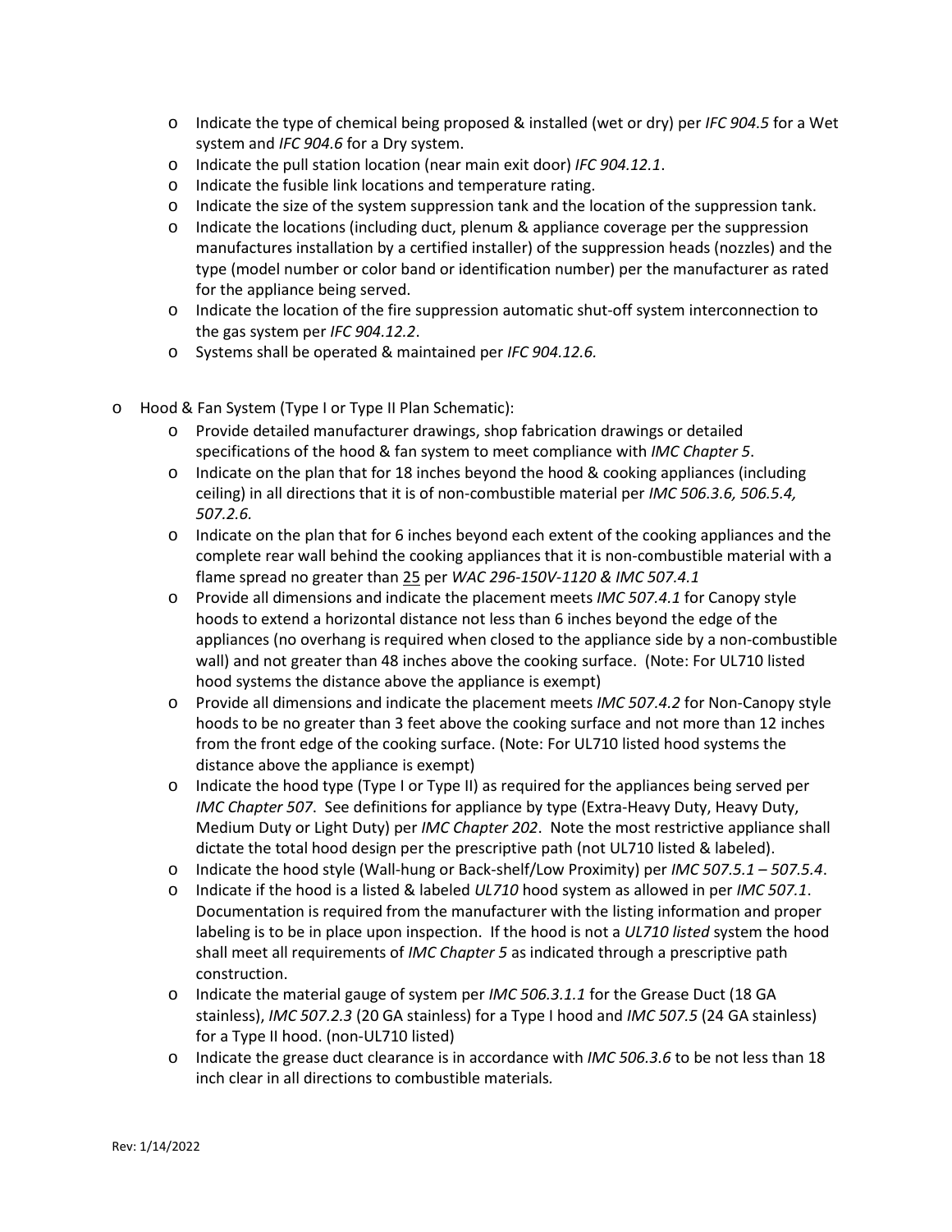- Indicate the type of chemical being proposed & installed (wet or dry) per *IFC 904.5* for a Wet system and *IFC 904.6* for a Dry system.
- Indicate the pull station location (near main exit door) *IFC 904.12.1*.
- Indicate the fusible link locations and temperature rating.
- Indicate the size of the system suppression tank and the location of the suppression tank.
- Indicate the locations (including duct, plenum & appliance coverage per the suppression manufactures installation by a certified installer) of the suppression heads (nozzles) and the type (model number or color band or identification number) per the manufacturer as rated for the appliance being served.
- Indicate the location of the fire suppression automatic shut-off system interconnection to the gas system per *IFC 904.12.2*.
- Systems shall be operated & maintained per *IFC 904.12.6.*

- Hood & Fan System (Type I or Type II Plan Schematic):
  - Provide detailed manufacturer drawings, shop fabrication drawings or detailed specifications of the hood & fan system to meet compliance with *IMC Chapter 5*.
  - Indicate on the plan that for 18 inches beyond the hood & cooking appliances (including ceiling) in all directions that it is of non-combustible material per *IMC 506.3.6, 506.5.4, 507.2.6.*
  - Indicate on the plan that for 6 inches beyond each extent of the cooking appliances and the complete rear wall behind the cooking appliances that it is non-combustible material with a flame spread no greater than <u>25</u> per *WAC 296-150V-1120 & IMC 507.4.1*
  - Provide all dimensions and indicate the placement meets *IMC 507.4.1* for Canopy style hoods to extend a horizontal distance not less than 6 inches beyond the edge of the appliances (no overhang is required when closed to the appliance side by a non-combustible wall) and not greater than 48 inches above the cooking surface. (Note: For UL710 listed hood systems the distance above the appliance is exempt)
  - Provide all dimensions and indicate the placement meets *IMC 507.4.2* for Non-Canopy style hoods to be no greater than 3 feet above the cooking surface and not more than 12 inches from the front edge of the cooking surface. (Note: For UL710 listed hood systems the distance above the appliance is exempt)
  - Indicate the hood type (Type I or Type II) as required for the appliances being served per *IMC Chapter 507*. See definitions for appliance by type (Extra-Heavy Duty, Heavy Duty, Medium Duty or Light Duty) per *IMC Chapter 202*. Note the most restrictive appliance shall dictate the total hood design per the prescriptive path (not UL710 listed & labeled).
  - Indicate the hood style (Wall-hung or Back-shelf/Low Proximity) per *IMC 507.5.1 – 507.5.4*.
  - Indicate if the hood is a listed & labeled *UL710* hood system as allowed in per *IMC 507.1*. Documentation is required from the manufacturer with the listing information and proper labeling is to be in place upon inspection. If the hood is not a *UL710 listed* system the hood shall meet all requirements of *IMC Chapter 5* as indicated through a prescriptive path construction.
  - Indicate the material gauge of system per *IMC 506.3.1.1* for the Grease Duct (18 GA stainless), *IMC 507.2.3* (20 GA stainless) for a Type I hood and *IMC 507.5* (24 GA stainless) for a Type II hood. (non-UL710 listed)
  - Indicate the grease duct clearance is in accordance with *IMC 506.3.6* to be not less than 18 inch clear in all directions to combustible materials*.*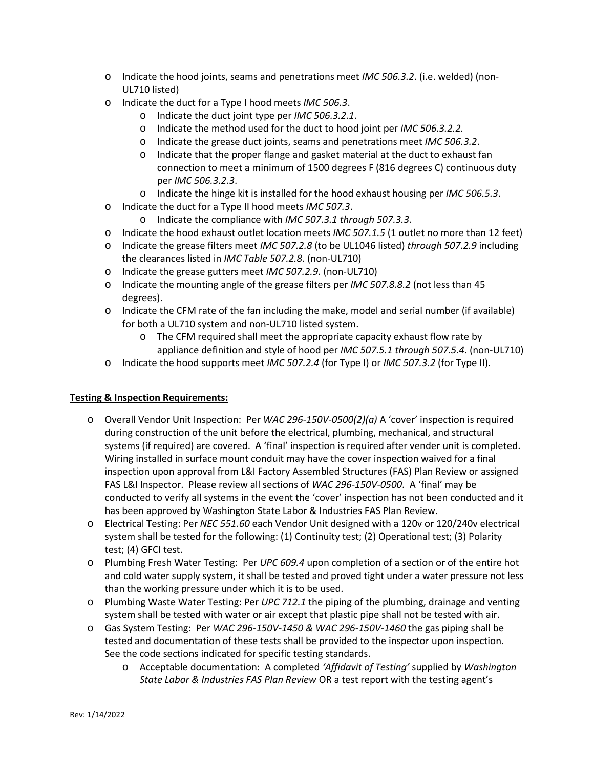- Indicate the hood joints, seams and penetrations meet *IMC 506.3.2*. (i.e. welded) (non-UL710 listed)
- Indicate the duct for a Type I hood meets *IMC 506.3*.
  - Indicate the duct joint type per *IMC 506.3.2.1*.
  - Indicate the method used for the duct to hood joint per *IMC 506.3.2.2.*
  - Indicate the grease duct joints, seams and penetrations meet *IMC 506.3.2*.
  - Indicate that the proper flange and gasket material at the duct to exhaust fan connection to meet a minimum of 1500 degrees F (816 degrees C) continuous duty per *IMC 506.3.2.3*.
  - Indicate the hinge kit is installed for the hood exhaust housing per *IMC 506.5.3*.
- Indicate the duct for a Type II hood meets *IMC 507.3*.
  - Indicate the compliance with *IMC 507.3.1 through 507.3.3.*
- Indicate the hood exhaust outlet location meets *IMC 507.1.5* (1 outlet no more than 12 feet)
- Indicate the grease filters meet *IMC 507.2.8* (to be UL1046 listed) *through 507.2.9* including the clearances listed in *IMC Table 507.2.8*. (non-UL710)
- Indicate the grease gutters meet *IMC 507.2.9.* (non-UL710)
- Indicate the mounting angle of the grease filters per *IMC 507.8.8.2* (not less than 45 degrees).
- Indicate the CFM rate of the fan including the make, model and serial number (if available) for both a UL710 system and non-UL710 listed system.
  - The CFM required shall meet the appropriate capacity exhaust flow rate by appliance definition and style of hood per *IMC 507.5.1 through 507.5.4*. (non-UL710)
- Indicate the hood supports meet *IMC 507.2.4* (for Type I) or *IMC 507.3.2* (for Type II).

**Testing & Inspection Requirements:**

- Overall Vendor Unit Inspection: Per *WAC 296-150V-0500(2)(a)* A 'cover' inspection is required during construction of the unit before the electrical, plumbing, mechanical, and structural systems (if required) are covered. A 'final' inspection is required after vender unit is completed. Wiring installed in surface mount conduit may have the cover inspection waived for a final inspection upon approval from L&I Factory Assembled Structures (FAS) Plan Review or assigned FAS L&I Inspector. Please review all sections of *WAC 296-150V-0500*. A 'final' may be conducted to verify all systems in the event the 'cover' inspection has not been conducted and it has been approved by Washington State Labor & Industries FAS Plan Review.
- Electrical Testing: Per *NEC 551.60* each Vendor Unit designed with a 120v or 120/240v electrical system shall be tested for the following: (1) Continuity test; (2) Operational test; (3) Polarity test; (4) GFCI test.
- Plumbing Fresh Water Testing: Per *UPC 609.4* upon completion of a section or of the entire hot and cold water supply system, it shall be tested and proved tight under a water pressure not less than the working pressure under which it is to be used.
- Plumbing Waste Water Testing: Per *UPC 712.1* the piping of the plumbing, drainage and venting system shall be tested with water or air except that plastic pipe shall not be tested with air.
- Gas System Testing: Per *WAC 296-150V-1450 & WAC 296-150V-1460* the gas piping shall be tested and documentation of these tests shall be provided to the inspector upon inspection. See the code sections indicated for specific testing standards.
  - Acceptable documentation: A completed *'Affidavit of Testing'* supplied by *Washington State Labor & Industries FAS Plan Review* OR a test report with the testing agent's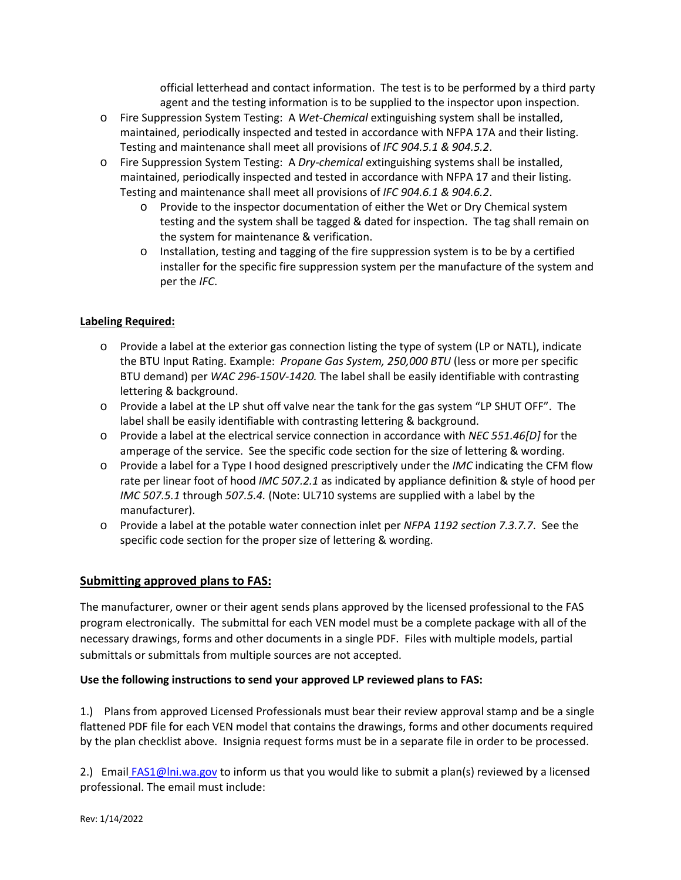official letterhead and contact information. The test is to be performed by a third party agent and the testing information is to be supplied to the inspector upon inspection.

- Fire Suppression System Testing: A *Wet-Chemical* extinguishing system shall be installed, maintained, periodically inspected and tested in accordance with NFPA 17A and their listing. Testing and maintenance shall meet all provisions of *IFC 904.5.1 & 904.5.2*.
- Fire Suppression System Testing: A *Dry-chemical* extinguishing systems shall be installed, maintained, periodically inspected and tested in accordance with NFPA 17 and their listing. Testing and maintenance shall meet all provisions of *IFC 904.6.1 & 904.6.2*.
  - Provide to the inspector documentation of either the Wet or Dry Chemical system testing and the system shall be tagged & dated for inspection. The tag shall remain on the system for maintenance & verification.
  - Installation, testing and tagging of the fire suppression system is to be by a certified installer for the specific fire suppression system per the manufacture of the system and per the *IFC*.

**Labeling Required:**

- Provide a label at the exterior gas connection listing the type of system (LP or NATL), indicate the BTU Input Rating. Example: *Propane Gas System, 250,000 BTU* (less or more per specific BTU demand) per *WAC 296-150V-1420.* The label shall be easily identifiable with contrasting lettering & background.
- Provide a label at the LP shut off valve near the tank for the gas system "LP SHUT OFF". The label shall be easily identifiable with contrasting lettering & background.
- Provide a label at the electrical service connection in accordance with *NEC 551.46[D]* for the amperage of the service. See the specific code section for the size of lettering & wording.
- Provide a label for a Type I hood designed prescriptively under the *IMC* indicating the CFM flow rate per linear foot of hood *IMC 507.2.1* as indicated by appliance definition & style of hood per *IMC 507.5.1* through *507.5.4.* (Note: UL710 systems are supplied with a label by the manufacturer).
- Provide a label at the potable water connection inlet per *NFPA 1192 section 7.3.7.7*. See the specific code section for the proper size of lettering & wording.

## Submitting approved plans to FAS:

The manufacturer, owner or their agent sends plans approved by the licensed professional to the FAS program electronically. The submittal for each VEN model must be a complete package with all of the necessary drawings, forms and other documents in a single PDF. Files with multiple models, partial submittals or submittals from multiple sources are not accepted.

**Use the following instructions to send your approved LP reviewed plans to FAS:**

1.) Plans from approved Licensed Professionals must bear their review approval stamp and be a single flattened PDF file for each VEN model that contains the drawings, forms and other documents required by the plan checklist above. Insignia request forms must be in a separate file in order to be processed.

2.) Email FAS1@lni.wa.gov to inform us that you would like to submit a plan(s) reviewed by a licensed professional. The email must include:

Rev: 1/14/2022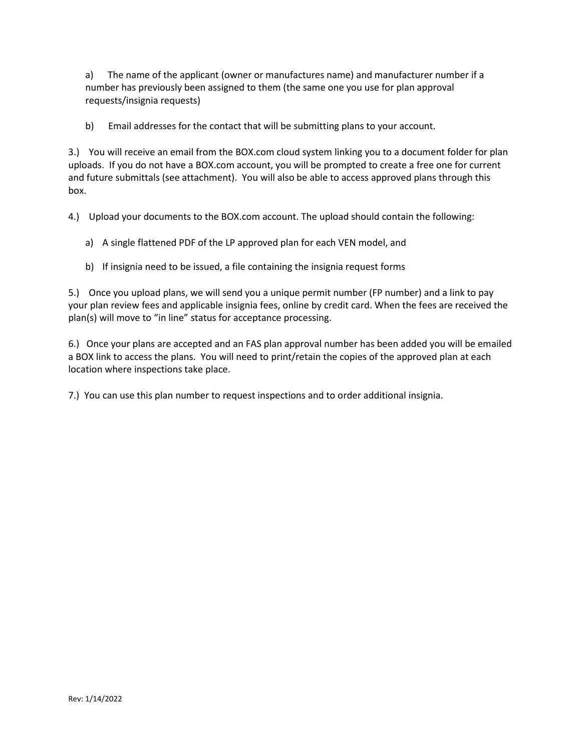a) The name of the applicant (owner or manufactures name) and manufacturer number if a number has previously been assigned to them (the same one you use for plan approval requests/insignia requests)

b) Email addresses for the contact that will be submitting plans to your account.

3.) You will receive an email from the BOX.com cloud system linking you to a document folder for plan uploads. If you do not have a BOX.com account, you will be prompted to create a free one for current and future submittals (see attachment). You will also be able to access approved plans through this box.

4.) Upload your documents to the BOX.com account. The upload should contain the following:

a) A single flattened PDF of the LP approved plan for each VEN model, and

b) If insignia need to be issued, a file containing the insignia request forms

5.) Once you upload plans, we will send you a unique permit number (FP number) and a link to pay your plan review fees and applicable insignia fees, online by credit card. When the fees are received the plan(s) will move to "in line" status for acceptance processing.

6.) Once your plans are accepted and an FAS plan approval number has been added you will be emailed a BOX link to access the plans. You will need to print/retain the copies of the approved plan at each location where inspections take place.

7.) You can use this plan number to request inspections and to order additional insignia.

Rev: 1/14/2022